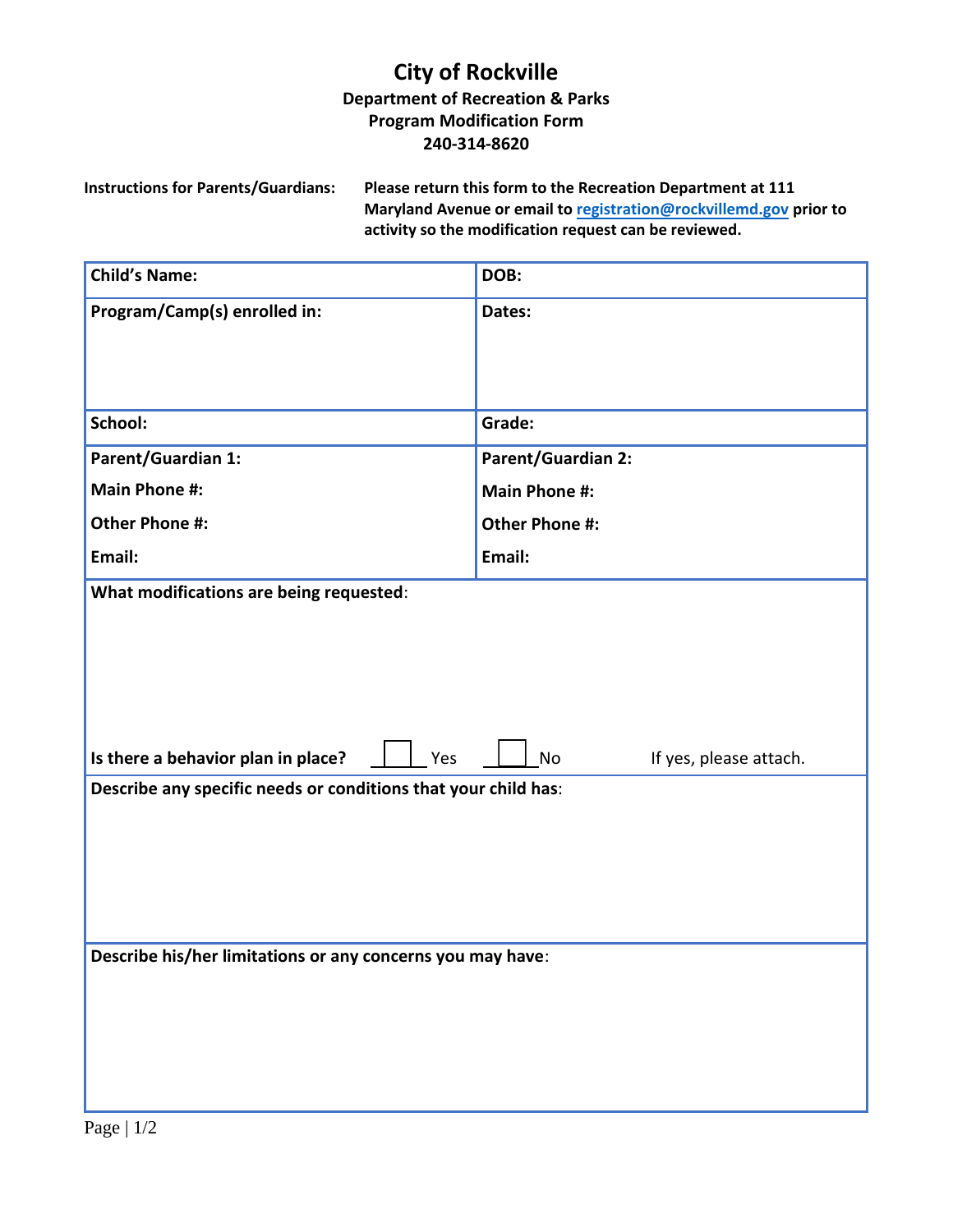# City of Rockville

### Department of Recreation & Parks
### Program Modification Form
### 240-314-8620

**Instructions for Parents/Guardians:** **Please return this form to the Recreation Department at 111 Maryland Avenue or email to [registration@rockvillemd.gov](mailto:registration@rockvillemd.gov) prior to activity so the modification request can be reviewed.**

| **Child's Name:** | **DOB:** |
|---|---|
| **Program/Camp(s) enrolled in:** | **Dates:** |
| **School:** | **Grade:** |
| **Parent/Guardian 1:**<br>**Main Phone #:**<br>**Other Phone #:**<br>**Email:** | **Parent/Guardian 2:**<br>**Main Phone #:**<br>**Other Phone #:**<br>**Email:** |

**What modifications are being requested**:

**Is there a behavior plan in place?** ☐ Yes ☐ No If yes, please attach.

**Describe any specific needs or conditions that your child has**:

**Describe his/her limitations or any concerns you may have**: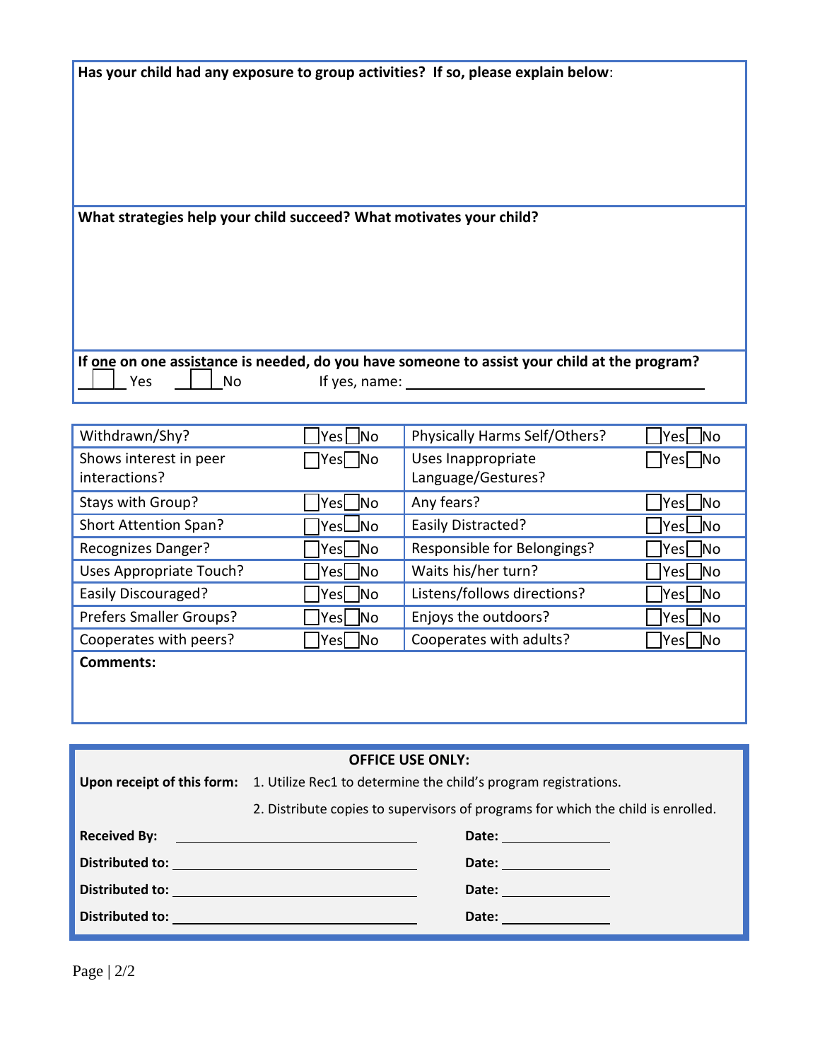**Has your child had any exposure to group activities? If so, please explain below**:

**What strategies help your child succeed? What motivates your child?**

**If one on one assistance is needed, do you have someone to assist your child at the program?**

☐ Yes ☐ No If yes, name: ____________________________________________

| | | | |
|---|---|---|---|
| Withdrawn/Shy? | ☐Yes ☐No | Physically Harms Self/Others? | ☐Yes ☐No |
| Shows interest in peer interactions? | ☐Yes ☐No | Uses Inappropriate Language/Gestures? | ☐Yes ☐No |
| Stays with Group? | ☐Yes ☐No | Any fears? | ☐Yes ☐No |
| Short Attention Span? | ☐Yes ☐No | Easily Distracted? | ☐Yes ☐No |
| Recognizes Danger? | ☐Yes ☐No | Responsible for Belongings? | ☐Yes ☐No |
| Uses Appropriate Touch? | ☐Yes ☐No | Waits his/her turn? | ☐Yes ☐No |
| Easily Discouraged? | ☐Yes ☐No | Listens/follows directions? | ☐Yes ☐No |
| Prefers Smaller Groups? | ☐Yes ☐No | Enjoys the outdoors? | ☐Yes ☐No |
| Cooperates with peers? | ☐Yes ☐No | Cooperates with adults? | ☐Yes ☐No |

**Comments:**

**OFFICE USE ONLY:**

**Upon receipt of this form:** 1. Utilize Rec1 to determine the child's program registrations.

2. Distribute copies to supervisors of programs for which the child is enrolled.

**Received By:** ______________________________ **Date:** ______________

**Distributed to:** ______________________________ **Date:** ______________

**Distributed to:** ______________________________ **Date:** ______________

**Distributed to:** ______________________________ **Date:** ______________